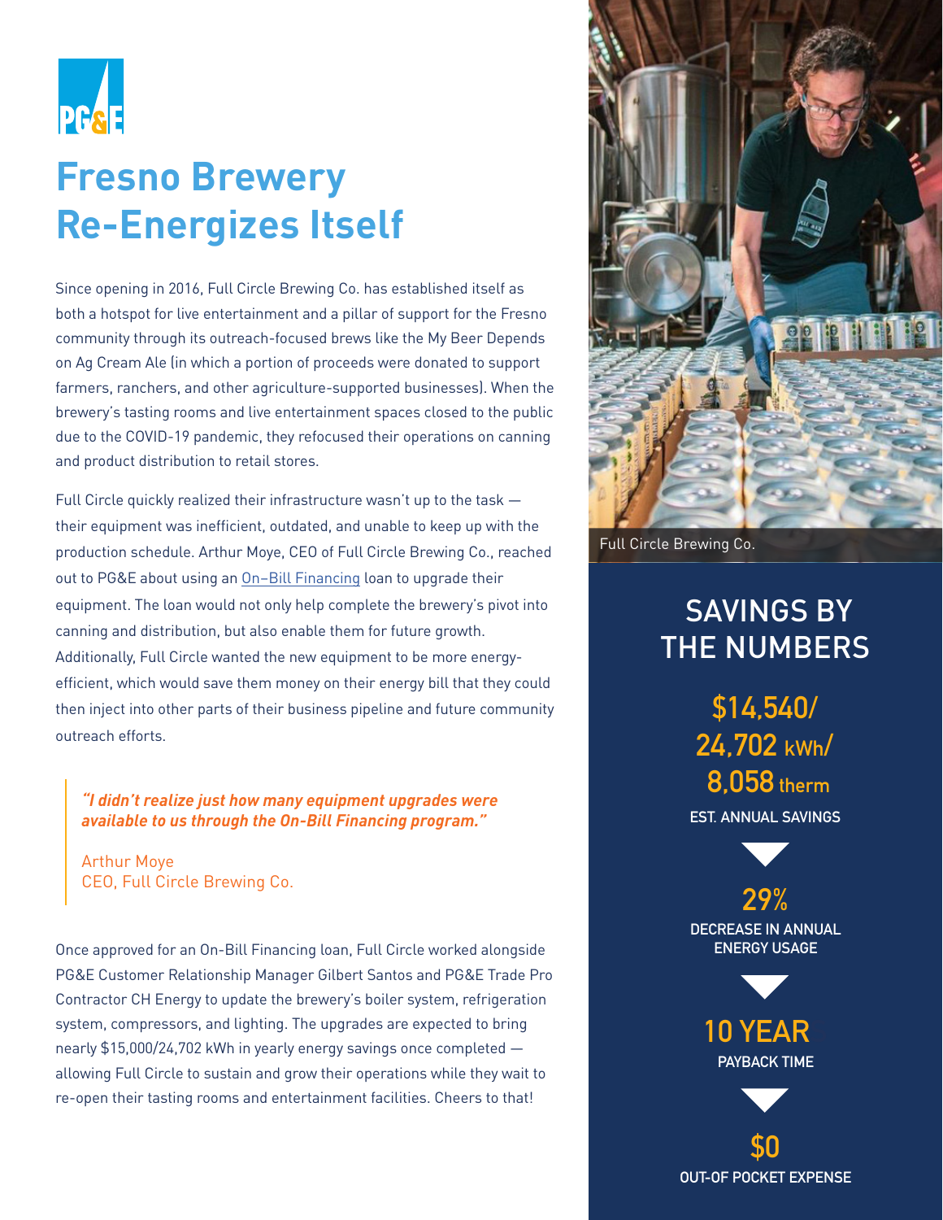# Fresno Brewery Re-Energizes Itself

Since opening in 2016, Full Circle Brewing Co. has established itself as both a hotspot for live entertainment and a pillar of support for the Fresno community through its outreach-focused brews like the My Beer Depends on Ag Cream Ale (in which a portion of proceeds were donated to support farmers, ranchers, and other agriculture-supported businesses). When the brewery's tasting rooms and live entertainment spaces closed to the public due to the COVID-19 pandemic, they refocused their operations on canning and product distribution to retail stores.

Full Circle quickly realized their infrastructure wasn't up to the task — their equipment was inefficient, outdated, and unable to keep up with the production schedule. Arthur Moye, CEO of Full Circle Brewing Co., reached out to PG&E about using an On–Bill Financing loan to upgrade their equipment. The loan would not only help complete the brewery's pivot into canning and distribution, but also enable them for future growth. Additionally, Full Circle wanted the new equipment to be more energy-efficient, which would save them money on their energy bill that they could then inject into other parts of their business pipeline and future community outreach efforts.

> ***"I didn't realize just how many equipment upgrades were available to us through the On-Bill Financing program."***
>
> Arthur Moye
> CEO, Full Circle Brewing Co.

Once approved for an On-Bill Financing loan, Full Circle worked alongside PG&E Customer Relationship Manager Gilbert Santos and PG&E Trade Pro Contractor CH Energy to update the brewery's boiler system, refrigeration system, compressors, and lighting. The upgrades are expected to bring nearly $15,000/24,702 kWh in yearly energy savings once completed — allowing Full Circle to sustain and grow their operations while they wait to re-open their tasting rooms and entertainment facilities. Cheers to that!

Full Circle Brewing Co.

## SAVINGS BY THE NUMBERS

**$14,540/ 24,702 kWh/ 8,058 therm**
EST. ANNUAL SAVINGS

**29%**
DECREASE IN ANNUAL ENERGY USAGE

**10 YEAR**
PAYBACK TIME

**$0**
OUT-OF POCKET EXPENSE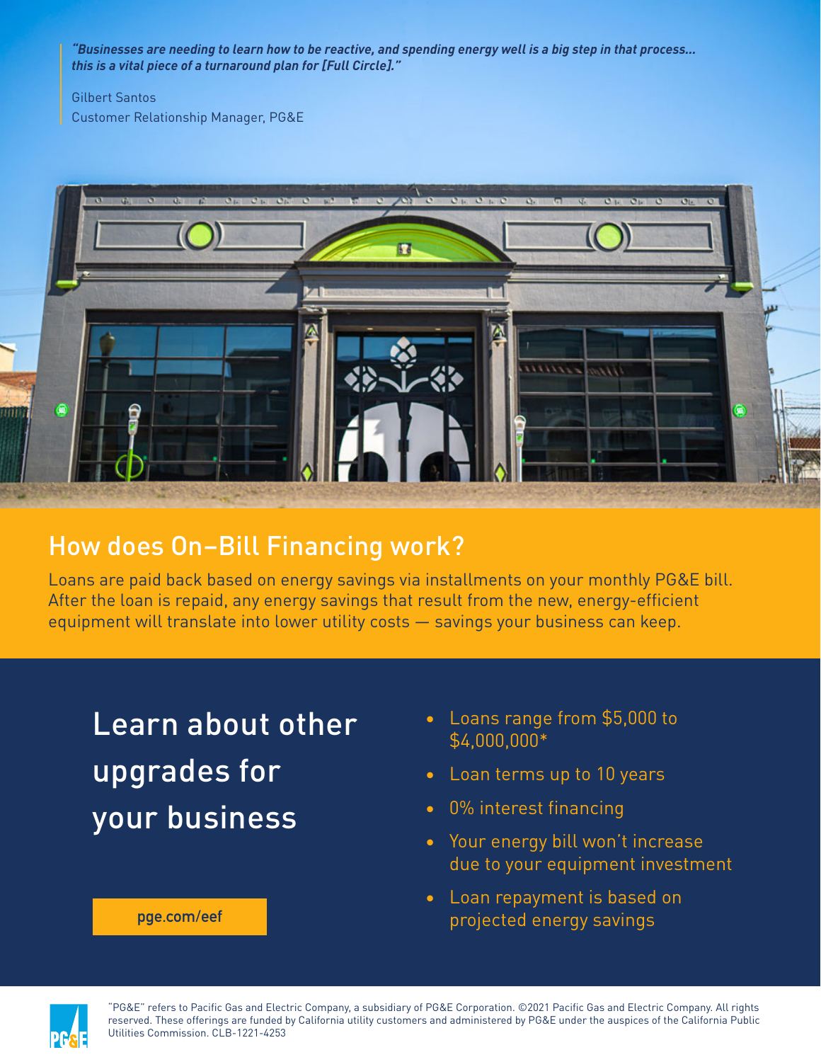> ***"Businesses are needing to learn how to be reactive, and spending energy well is a big step in that process... this is a vital piece of a turnaround plan for [Full Circle]."***
>
> Gilbert Santos
> Customer Relationship Manager, PG&E

## How does On–Bill Financing work?

Loans are paid back based on energy savings via installments on your monthly PG&E bill. After the loan is repaid, any energy savings that result from the new, energy-efficient equipment will translate into lower utility costs — savings your business can keep.

## Learn about other upgrades for your business

pge.com/eef

- Loans range from $5,000 to $4,000,000*
- Loan terms up to 10 years
- 0% interest financing
- Your energy bill won't increase due to your equipment investment
- Loan repayment is based on projected energy savings

"PG&E" refers to Pacific Gas and Electric Company, a subsidiary of PG&E Corporation. ©2021 Pacific Gas and Electric Company. All rights reserved. These offerings are funded by California utility customers and administered by PG&E under the auspices of the California Public Utilities Commission. CLB-1221-4253